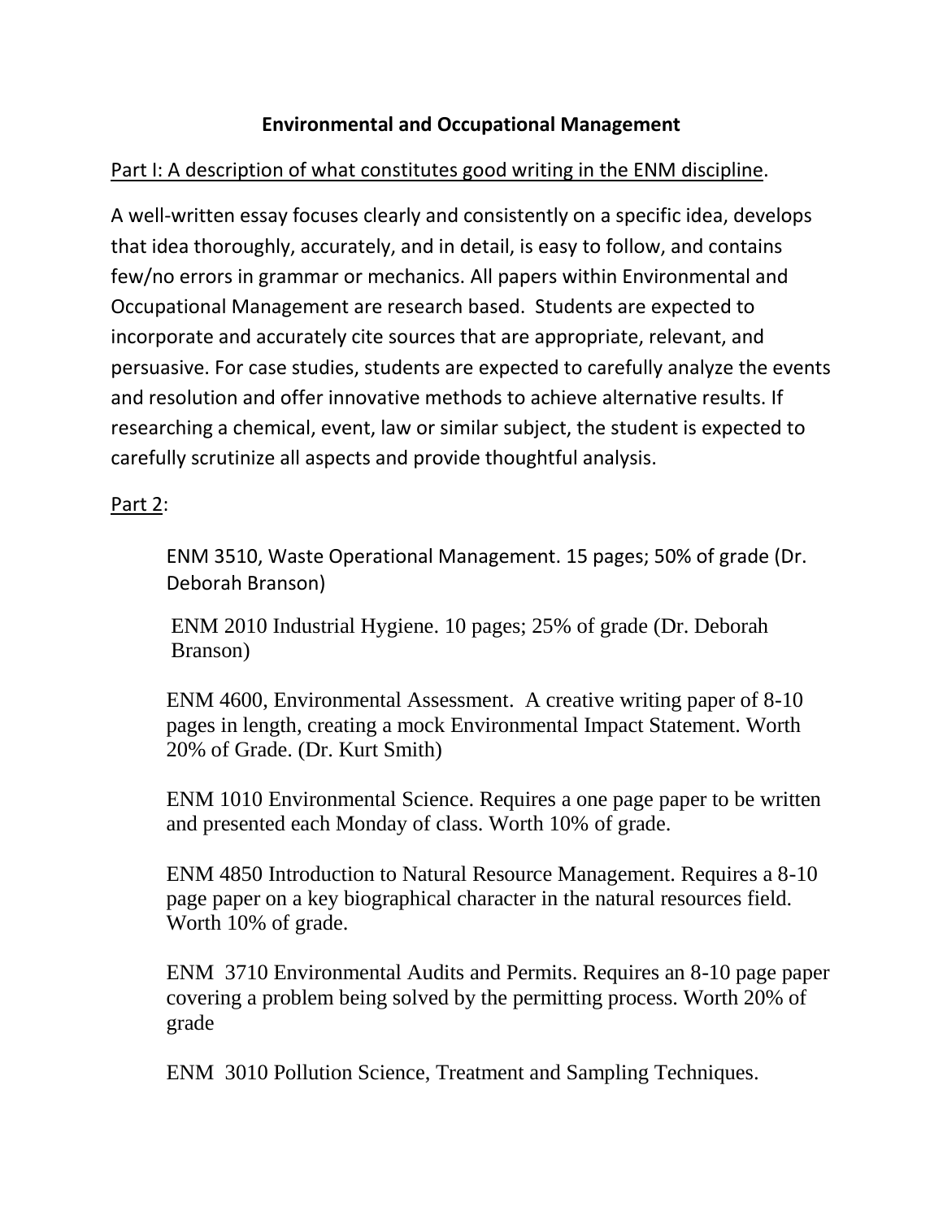# Environmental and Occupational Management

Part I: A description of what constitutes good writing in the ENM discipline.

A well-written essay focuses clearly and consistently on a specific idea, develops that idea thoroughly, accurately, and in detail, is easy to follow, and contains few/no errors in grammar or mechanics. All papers within Environmental and Occupational Management are research based. Students are expected to incorporate and accurately cite sources that are appropriate, relevant, and persuasive. For case studies, students are expected to carefully analyze the events and resolution and offer innovative methods to achieve alternative results. If researching a chemical, event, law or similar subject, the student is expected to carefully scrutinize all aspects and provide thoughtful analysis.

Part 2:

ENM 3510, Waste Operational Management. 15 pages; 50% of grade (Dr. Deborah Branson)

ENM 2010 Industrial Hygiene. 10 pages; 25% of grade (Dr. Deborah Branson)

ENM 4600, Environmental Assessment. A creative writing paper of 8-10 pages in length, creating a mock Environmental Impact Statement. Worth 20% of Grade. (Dr. Kurt Smith)

ENM 1010 Environmental Science. Requires a one page paper to be written and presented each Monday of class. Worth 10% of grade.

ENM 4850 Introduction to Natural Resource Management. Requires a 8-10 page paper on a key biographical character in the natural resources field. Worth 10% of grade.

ENM 3710 Environmental Audits and Permits. Requires an 8-10 page paper covering a problem being solved by the permitting process. Worth 20% of grade

ENM 3010 Pollution Science, Treatment and Sampling Techniques.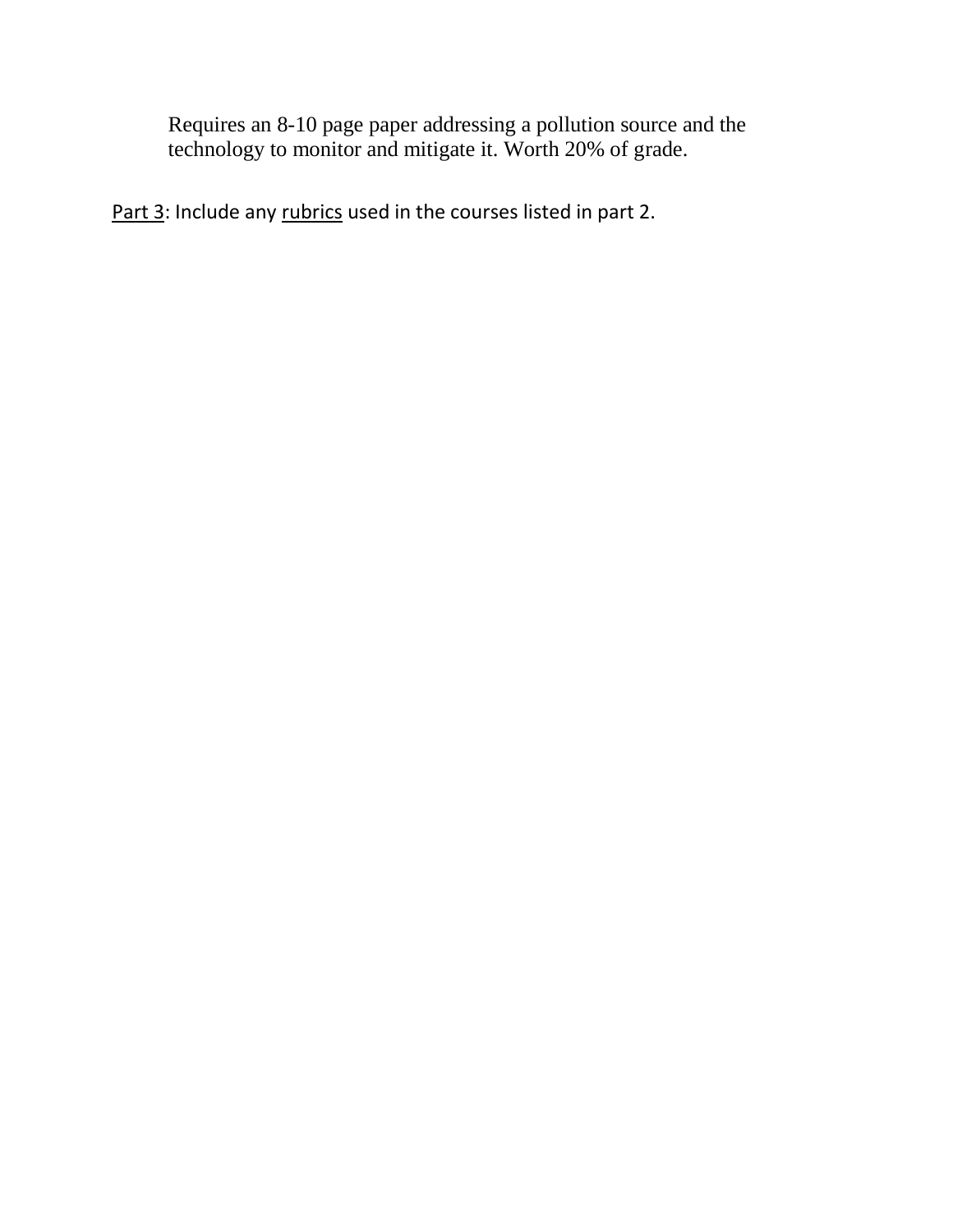Requires an 8-10 page paper addressing a pollution source and the technology to monitor and mitigate it. Worth 20% of grade.

<u>Part 3</u>: Include any <u>rubrics</u> used in the courses listed in part 2.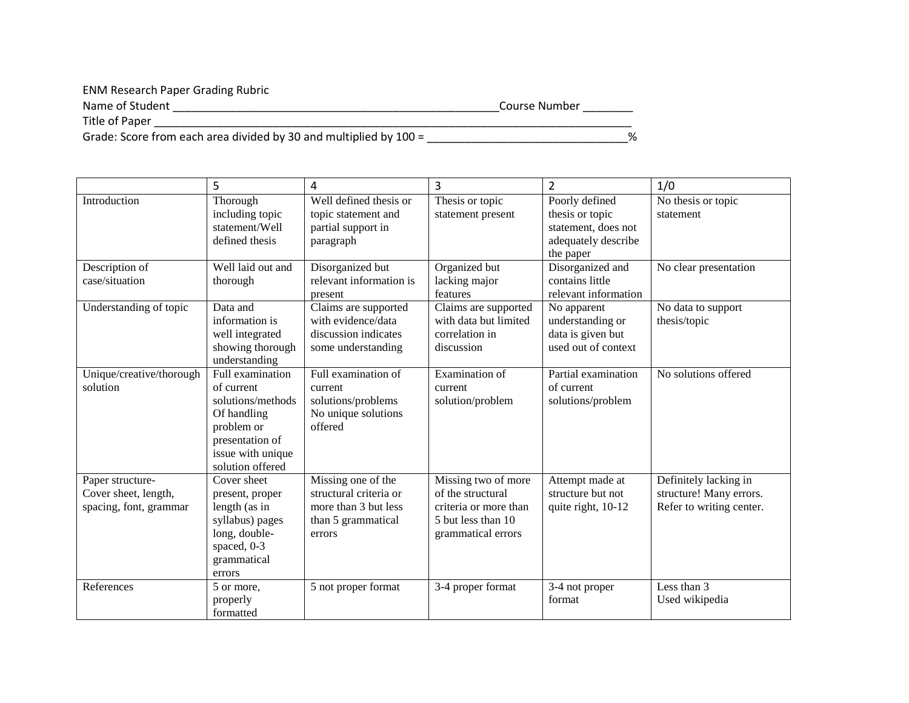ENM Research Paper Grading Rubric

Name of Student ______________________________________________________Course Number ________

Title of Paper ________________________________________________________________________________

Grade: Score from each area divided by 30 and multiplied by 100 = ________________________________%

| | 5 | 4 | 3 | 2 | 1/0 |
|---|---|---|---|---|---|
| Introduction | Thorough including topic statement/Well defined thesis | Well defined thesis or topic statement and partial support in paragraph | Thesis or topic statement present | Poorly defined thesis or topic statement, does not adequately describe the paper | No thesis or topic statement |
| Description of case/situation | Well laid out and thorough | Disorganized but relevant information is present | Organized but lacking major features | Disorganized and contains little relevant information | No clear presentation |
| Understanding of topic | Data and information is well integrated showing thorough understanding | Claims are supported with evidence/data discussion indicates some understanding | Claims are supported with data but limited correlation in discussion | No apparent understanding or data is given but used out of context | No data to support thesis/topic |
| Unique/creative/thorough solution | Full examination of current solutions/methods Of handling problem or presentation of issue with unique solution offered | Full examination of current solutions/problems No unique solutions offered | Examination of current solution/problem | Partial examination of current solutions/problem | No solutions offered |
| Paper structure- Cover sheet, length, spacing, font, grammar | Cover sheet present, proper length (as in syllabus) pages long, double-spaced, 0-3 grammatical errors | Missing one of the structural criteria or more than 3 but less than 5 grammatical errors | Missing two of more of the structural criteria or more than 5 but less than 10 grammatical errors | Attempt made at structure but not quite right, 10-12 | Definitely lacking in structure! Many errors. Refer to writing center. |
| References | 5 or more, properly formatted | 5 not proper format | 3-4 proper format | 3-4 not proper format | Less than 3 Used wikipedia |